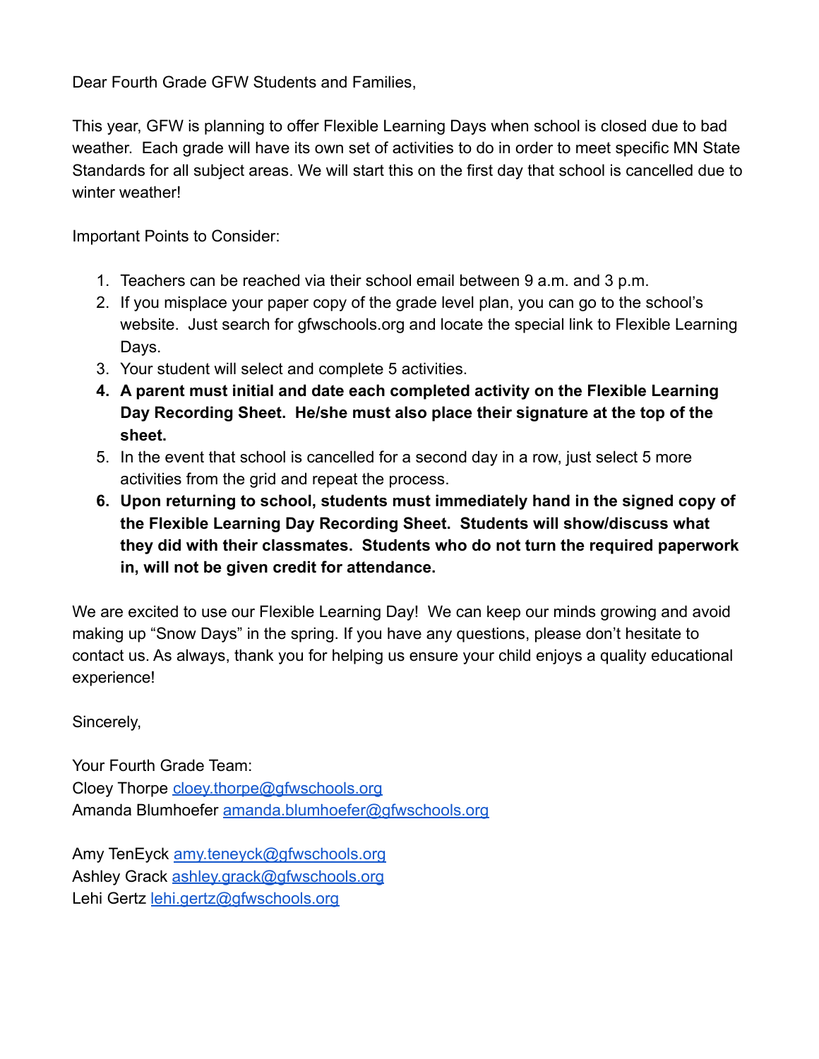Dear Fourth Grade GFW Students and Families,

This year, GFW is planning to offer Flexible Learning Days when school is closed due to bad weather. Each grade will have its own set of activities to do in order to meet specific MN State Standards for all subject areas. We will start this on the first day that school is cancelled due to winter weather!

Important Points to Consider:

1. Teachers can be reached via their school email between 9 a.m. and 3 p.m.
2. If you misplace your paper copy of the grade level plan, you can go to the school's website. Just search for gfwschools.org and locate the special link to Flexible Learning Days.
3. Your student will select and complete 5 activities.
4. **A parent must initial and date each completed activity on the Flexible Learning Day Recording Sheet. He/she must also place their signature at the top of the sheet.**
5. In the event that school is cancelled for a second day in a row, just select 5 more activities from the grid and repeat the process.
6. **Upon returning to school, students must immediately hand in the signed copy of the Flexible Learning Day Recording Sheet. Students will show/discuss what they did with their classmates. Students who do not turn the required paperwork in, will not be given credit for attendance.**

We are excited to use our Flexible Learning Day! We can keep our minds growing and avoid making up "Snow Days" in the spring. If you have any questions, please don't hesitate to contact us. As always, thank you for helping us ensure your child enjoys a quality educational experience!

Sincerely,

Your Fourth Grade Team:
Cloey Thorpe cloey.thorpe@gfwschools.org
Amanda Blumhoefer amanda.blumhoefer@gfwschools.org

Amy TenEyck amy.teneyck@gfwschools.org
Ashley Grack ashley.grack@gfwschools.org
Lehi Gertz lehi.gertz@gfwschools.org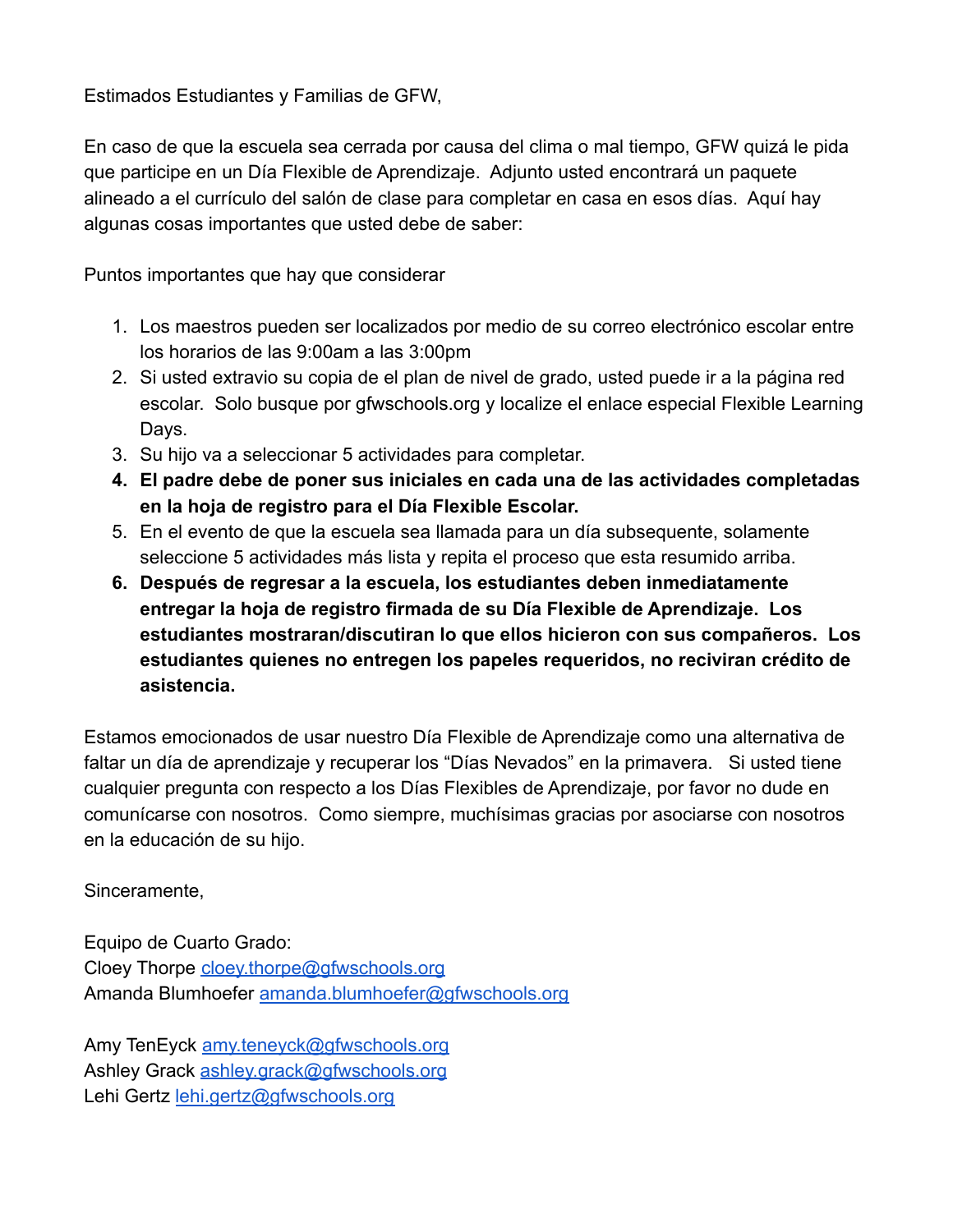Estimados Estudiantes y Familias de GFW,

En caso de que la escuela sea cerrada por causa del clima o mal tiempo, GFW quizá le pida que participe en un Día Flexible de Aprendizaje. Adjunto usted encontrará un paquete alineado a el currículo del salón de clase para completar en casa en esos días. Aquí hay algunas cosas importantes que usted debe de saber:

Puntos importantes que hay que considerar

1. Los maestros pueden ser localizados por medio de su correo electrónico escolar entre los horarios de las 9:00am a las 3:00pm
2. Si usted extravio su copia de el plan de nivel de grado, usted puede ir a la página red escolar. Solo busque por gfwschools.org y localize el enlace especial Flexible Learning Days.
3. Su hijo va a seleccionar 5 actividades para completar.
4. **El padre debe de poner sus iniciales en cada una de las actividades completadas en la hoja de registro para el Día Flexible Escolar.**
5. En el evento de que la escuela sea llamada para un día subsequente, solamente seleccione 5 actividades más lista y repita el proceso que esta resumido arriba.
6. **Después de regresar a la escuela, los estudiantes deben inmediatamente entregar la hoja de registro firmada de su Día Flexible de Aprendizaje. Los estudiantes mostraran/discutiran lo que ellos hicieron con sus compañeros. Los estudiantes quienes no entregen los papeles requeridos, no reciviran crédito de asistencia.**

Estamos emocionados de usar nuestro Día Flexible de Aprendizaje como una alternativa de faltar un día de aprendizaje y recuperar los "Días Nevados" en la primavera. Si usted tiene cualquier pregunta con respecto a los Días Flexibles de Aprendizaje, por favor no dude en comunícarse con nosotros. Como siempre, muchísimas gracias por asociarse con nosotros en la educación de su hijo.

Sinceramente,

Equipo de Cuarto Grado:
Cloey Thorpe cloey.thorpe@gfwschools.org
Amanda Blumhoefer amanda.blumhoefer@gfwschools.org

Amy TenEyck amy.teneyck@gfwschools.org
Ashley Grack ashley.grack@gfwschools.org
Lehi Gertz lehi.gertz@gfwschools.org